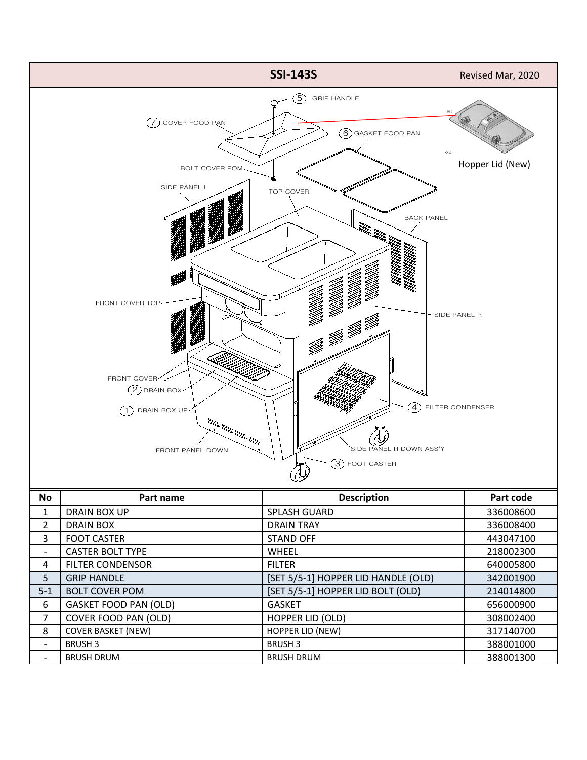## SSI-143S

Revised Mar, 2020

| No | Part name | Description | Part code |
|---|---|---|---|
| 1 | DRAIN BOX UP | SPLASH GUARD | 336008600 |
| 2 | DRAIN BOX | DRAIN TRAY | 336008400 |
| 3 | FOOT CASTER | STAND OFF | 443047100 |
| - | CASTER BOLT TYPE | WHEEL | 218002300 |
| 4 | FILTER CONDENSOR | FILTER | 640005800 |
| 5 | GRIP HANDLE | [SET 5/5-1] HOPPER LID HANDLE (OLD) | 342001900 |
| 5-1 | BOLT COVER POM | [SET 5/5-1] HOPPER LID BOLT (OLD) | 214014800 |
| 6 | GASKET FOOD PAN (OLD) | GASKET | 656000900 |
| 7 | COVER FOOD PAN (OLD) | HOPPER LID (OLD) | 308002400 |
| 8 | COVER BASKET (NEW) | HOPPER LID (NEW) | 317140700 |
| - | BRUSH 3 | BRUSH 3 | 388001000 |
| - | BRUSH DRUM | BRUSH DRUM | 388001300 |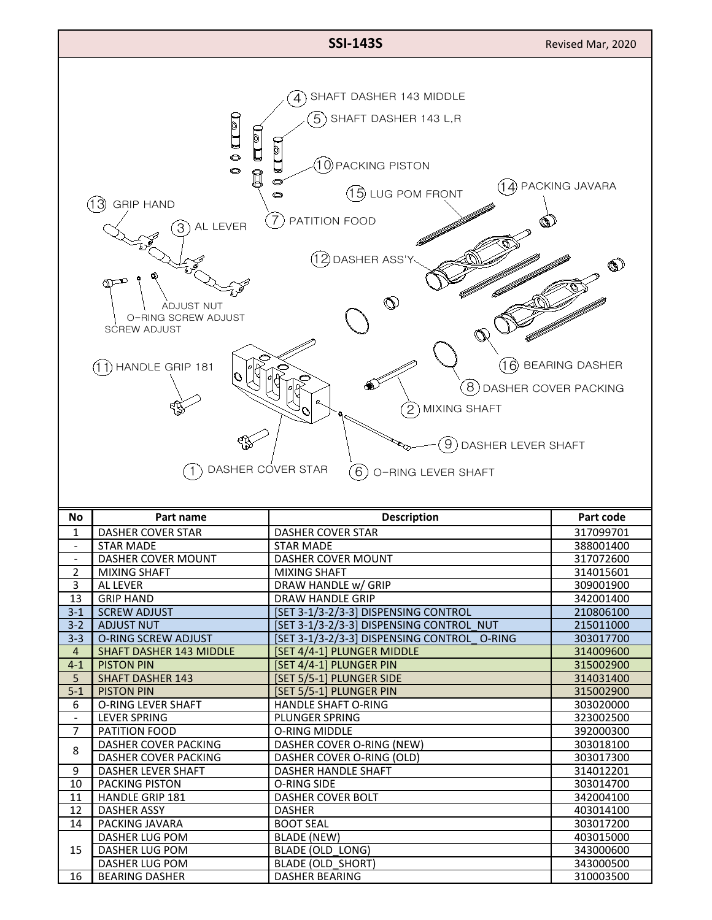# SSI-143S

Revised Mar, 2020

4 SHAFT DASHER 143 MIDDLE
5 SHAFT DASHER 143 L,R
10 PACKING PISTON
15 LUG POM FRONT
14 PACKING JAVARA
13 GRIP HAND
3 AL LEVER
7 PATITION FOOD
12 DASHER ASS'Y
ADJUST NUT
O-RING SCREW ADJUST
SCREW ADJUST
11 HANDLE GRIP 181
16 BEARING DASHER
8 DASHER COVER PACKING
2 MIXING SHAFT
9 DASHER LEVER SHAFT
1 DASHER COVER STAR
6 O-RING LEVER SHAFT

| No | Part name | Description | Part code |
|---|---|---|---|
| 1 | DASHER COVER STAR | DASHER COVER STAR | 317099701 |
| - | STAR MADE | STAR MADE | 388001400 |
| - | DASHER COVER MOUNT | DASHER COVER MOUNT | 317072600 |
| 2 | MIXING SHAFT | MIXING SHAFT | 314015601 |
| 3 | AL LEVER | DRAW HANDLE w/ GRIP | 309001900 |
| 13 | GRIP HAND | DRAW HANDLE GRIP | 342001400 |
| 3-1 | SCREW ADJUST | [SET 3-1/3-2/3-3] DISPENSING CONTROL | 210806100 |
| 3-2 | ADJUST NUT | [SET 3-1/3-2/3-3] DISPENSING CONTROL_NUT | 215011000 |
| 3-3 | O-RING SCREW ADJUST | [SET 3-1/3-2/3-3] DISPENSING CONTROL_ O-RING | 303017700 |
| 4 | SHAFT DASHER 143 MIDDLE | [SET 4/4-1] PLUNGER MIDDLE | 314009600 |
| 4-1 | PISTON PIN | [SET 4/4-1] PLUNGER PIN | 315002900 |
| 5 | SHAFT DASHER 143 | [SET 5/5-1] PLUNGER SIDE | 314031400 |
| 5-1 | PISTON PIN | [SET 5/5-1] PLUNGER PIN | 315002900 |
| 6 | O-RING LEVER SHAFT | HANDLE SHAFT O-RING | 303020000 |
| - | LEVER SPRING | PLUNGER SPRING | 323002500 |
| 7 | PATITION FOOD | O-RING MIDDLE | 392000300 |
| 8 | DASHER COVER PACKING | DASHER COVER O-RING (NEW) | 303018100 |
|  | DASHER COVER PACKING | DASHER COVER O-RING (OLD) | 303017300 |
| 9 | DASHER LEVER SHAFT | DASHER HANDLE SHAFT | 314012201 |
| 10 | PACKING PISTON | O-RING SIDE | 303014700 |
| 11 | HANDLE GRIP 181 | DASHER COVER BOLT | 342004100 |
| 12 | DASHER ASSY | DASHER | 403014100 |
| 14 | PACKING JAVARA | BOOT SEAL | 303017200 |
| 15 | DASHER LUG POM | BLADE (NEW) | 403015000 |
|  | DASHER LUG POM | BLADE (OLD_LONG) | 343000600 |
|  | DASHER LUG POM | BLADE (OLD_SHORT) | 343000500 |
| 16 | BEARING DASHER | DASHER BEARING | 310003500 |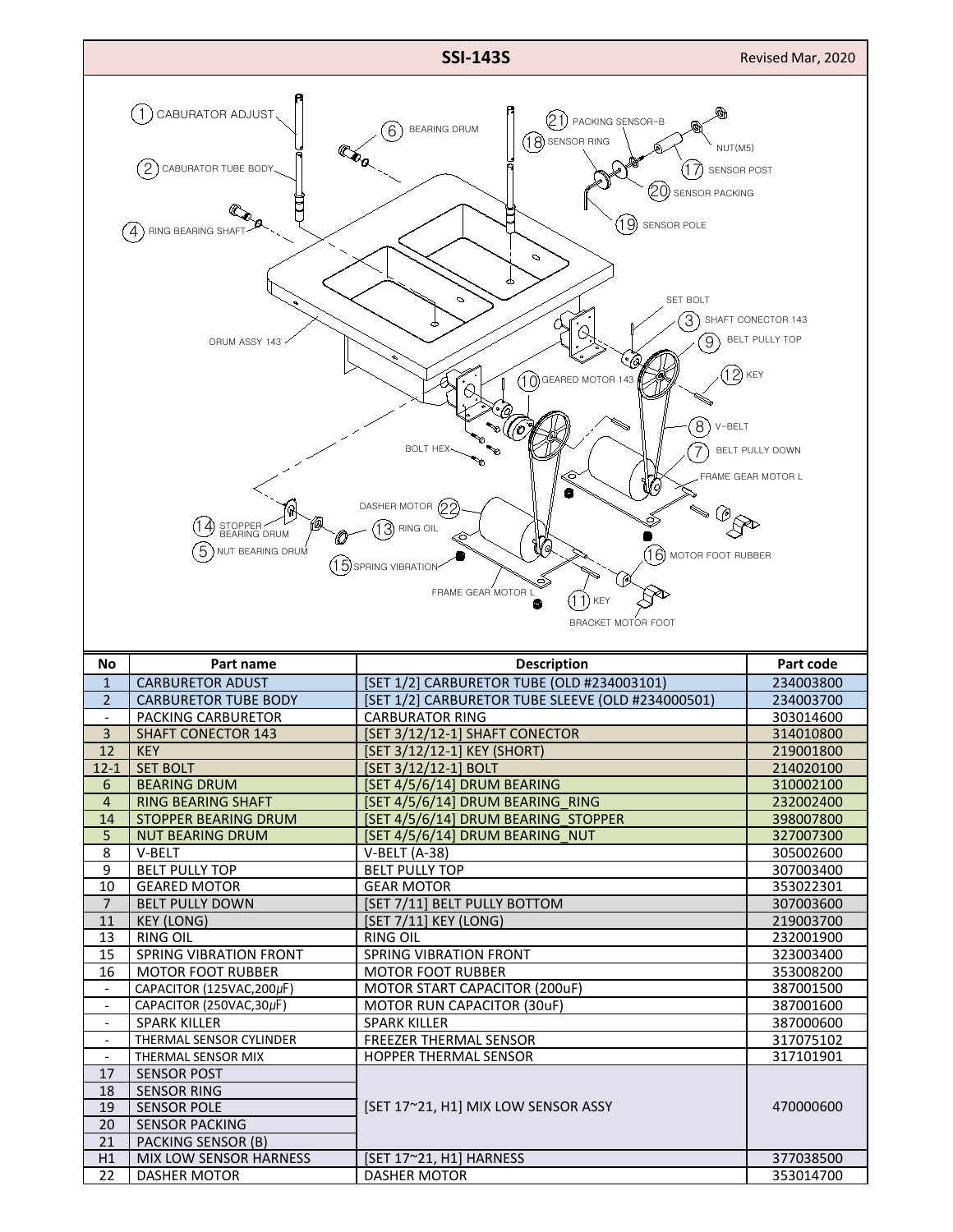# SSI-143S

Revised Mar, 2020

| No | Part name | Description | Part code |
|---|---|---|---|
| 1 | CARBURETOR ADUST | [SET 1/2] CARBURETOR TUBE (OLD #234003101) | 234003800 |
| 2 | CARBURETOR TUBE BODY | [SET 1/2] CARBURETOR TUBE SLEEVE (OLD #234000501) | 234003700 |
| - | PACKING CARBURETOR | CARBURATOR RING | 303014600 |
| 3 | SHAFT CONECTOR 143 | [SET 3/12/12-1] SHAFT CONECTOR | 314010800 |
| 12 | KEY | [SET 3/12/12-1] KEY (SHORT) | 219001800 |
| 12-1 | SET BOLT | [SET 3/12/12-1] BOLT | 214020100 |
| 6 | BEARING DRUM | [SET 4/5/6/14] DRUM BEARING | 310002100 |
| 4 | RING BEARING SHAFT | [SET 4/5/6/14] DRUM BEARING_RING | 232002400 |
| 14 | STOPPER BEARING DRUM | [SET 4/5/6/14] DRUM BEARING_STOPPER | 398007800 |
| 5 | NUT BEARING DRUM | [SET 4/5/6/14] DRUM BEARING_NUT | 327007300 |
| 8 | V-BELT | V-BELT (A-38) | 305002600 |
| 9 | BELT PULLY TOP | BELT PULLY TOP | 307003400 |
| 10 | GEARED MOTOR | GEAR MOTOR | 353022301 |
| 7 | BELT PULLY DOWN | [SET 7/11] BELT PULLY BOTTOM | 307003600 |
| 11 | KEY (LONG) | [SET 7/11] KEY (LONG) | 219003700 |
| 13 | RING OIL | RING OIL | 232001900 |
| 15 | SPRING VIBRATION FRONT | SPRING VIBRATION FRONT | 323003400 |
| 16 | MOTOR FOOT RUBBER | MOTOR FOOT RUBBER | 353008200 |
| - | CAPACITOR (125VAC,200μF) | MOTOR START CAPACITOR (200uF) | 387001500 |
| - | CAPACITOR (250VAC,30μF) | MOTOR RUN CAPACITOR (30uF) | 387001600 |
| - | SPARK KILLER | SPARK KILLER | 387000600 |
| - | THERMAL SENSOR CYLINDER | FREEZER THERMAL SENSOR | 317075102 |
| - | THERMAL SENSOR MIX | HOPPER THERMAL SENSOR | 317101901 |
| 17 | SENSOR POST | [SET 17~21, H1] MIX LOW SENSOR ASSY | 470000600 |
| 18 | SENSOR RING | | |
| 19 | SENSOR POLE | | |
| 20 | SENSOR PACKING | | |
| 21 | PACKING SENSOR (B) | | |
| H1 | MIX LOW SENSOR HARNESS | [SET 17~21, H1] HARNESS | 377038500 |
| 22 | DASHER MOTOR | DASHER MOTOR | 353014700 |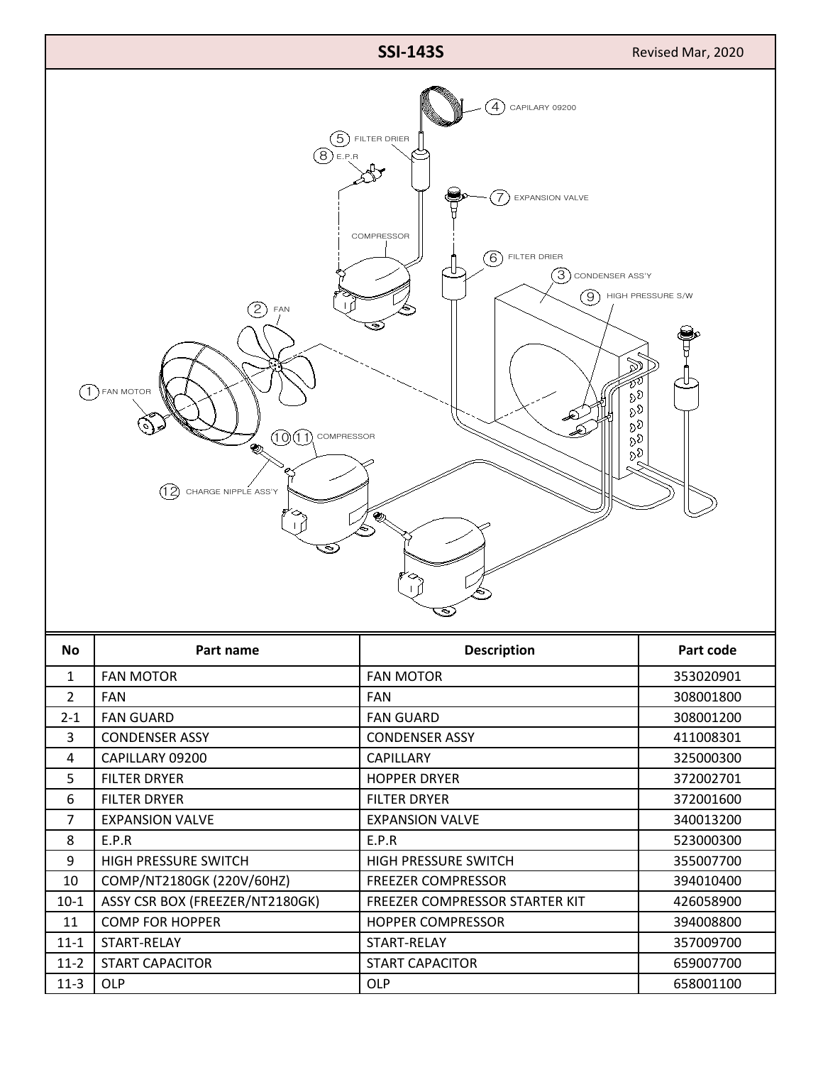# SSI-143S

Revised Mar, 2020

| No | Part name | Description | Part code |
|---|---|---|---|
| 1 | FAN MOTOR | FAN MOTOR | 353020901 |
| 2 | FAN | FAN | 308001800 |
| 2-1 | FAN GUARD | FAN GUARD | 308001200 |
| 3 | CONDENSER ASSY | CONDENSER ASSY | 411008301 |
| 4 | CAPILLARY 09200 | CAPILLARY | 325000300 |
| 5 | FILTER DRYER | HOPPER DRYER | 372002701 |
| 6 | FILTER DRYER | FILTER DRYER | 372001600 |
| 7 | EXPANSION VALVE | EXPANSION VALVE | 340013200 |
| 8 | E.P.R | E.P.R | 523000300 |
| 9 | HIGH PRESSURE SWITCH | HIGH PRESSURE SWITCH | 355007700 |
| 10 | COMP/NT2180GK (220V/60HZ) | FREEZER COMPRESSOR | 394010400 |
| 10-1 | ASSY CSR BOX (FREEZER/NT2180GK) | FREEZER COMPRESSOR STARTER KIT | 426058900 |
| 11 | COMP FOR HOPPER | HOPPER COMPRESSOR | 394008800 |
| 11-1 | START-RELAY | START-RELAY | 357009700 |
| 11-2 | START CAPACITOR | START CAPACITOR | 659007700 |
| 11-3 | OLP | OLP | 658001100 |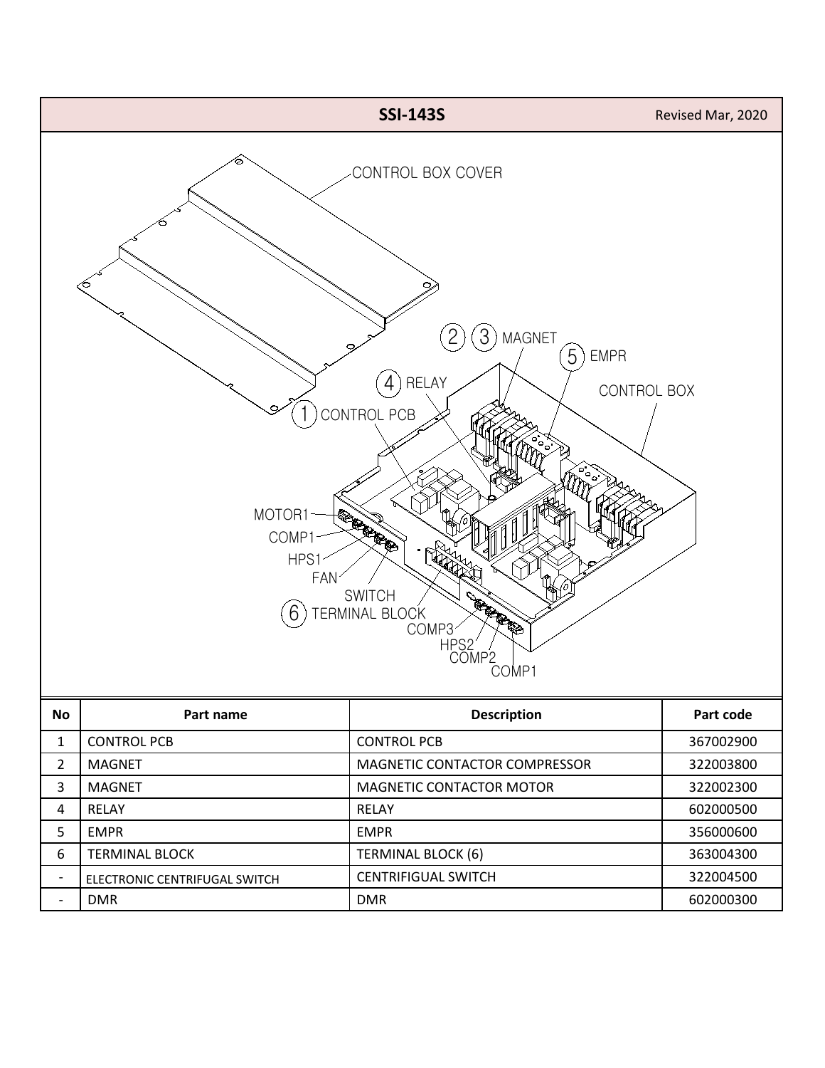## SSI-143S

Revised Mar, 2020

CONTROL BOX COVER

(2) (3) MAGNET

(5) EMPR

(4) RELAY

CONTROL BOX

(1) CONTROL PCB

MOTOR1

COMP1

HPS1

FAN

SWITCH

(6) TERMINAL BLOCK

COMP3

HPS2

COMP2

COMP1

| No | Part name | Description | Part code |
|---|---|---|---|
| 1 | CONTROL PCB | CONTROL PCB | 367002900 |
| 2 | MAGNET | MAGNETIC CONTACTOR COMPRESSOR | 322003800 |
| 3 | MAGNET | MAGNETIC CONTACTOR MOTOR | 322002300 |
| 4 | RELAY | RELAY | 602000500 |
| 5 | EMPR | EMPR | 356000600 |
| 6 | TERMINAL BLOCK | TERMINAL BLOCK (6) | 363004300 |
| - | ELECTRONIC CENTRIFUGAL SWITCH | CENTRIFIGUAL SWITCH | 322004500 |
| - | DMR | DMR | 602000300 |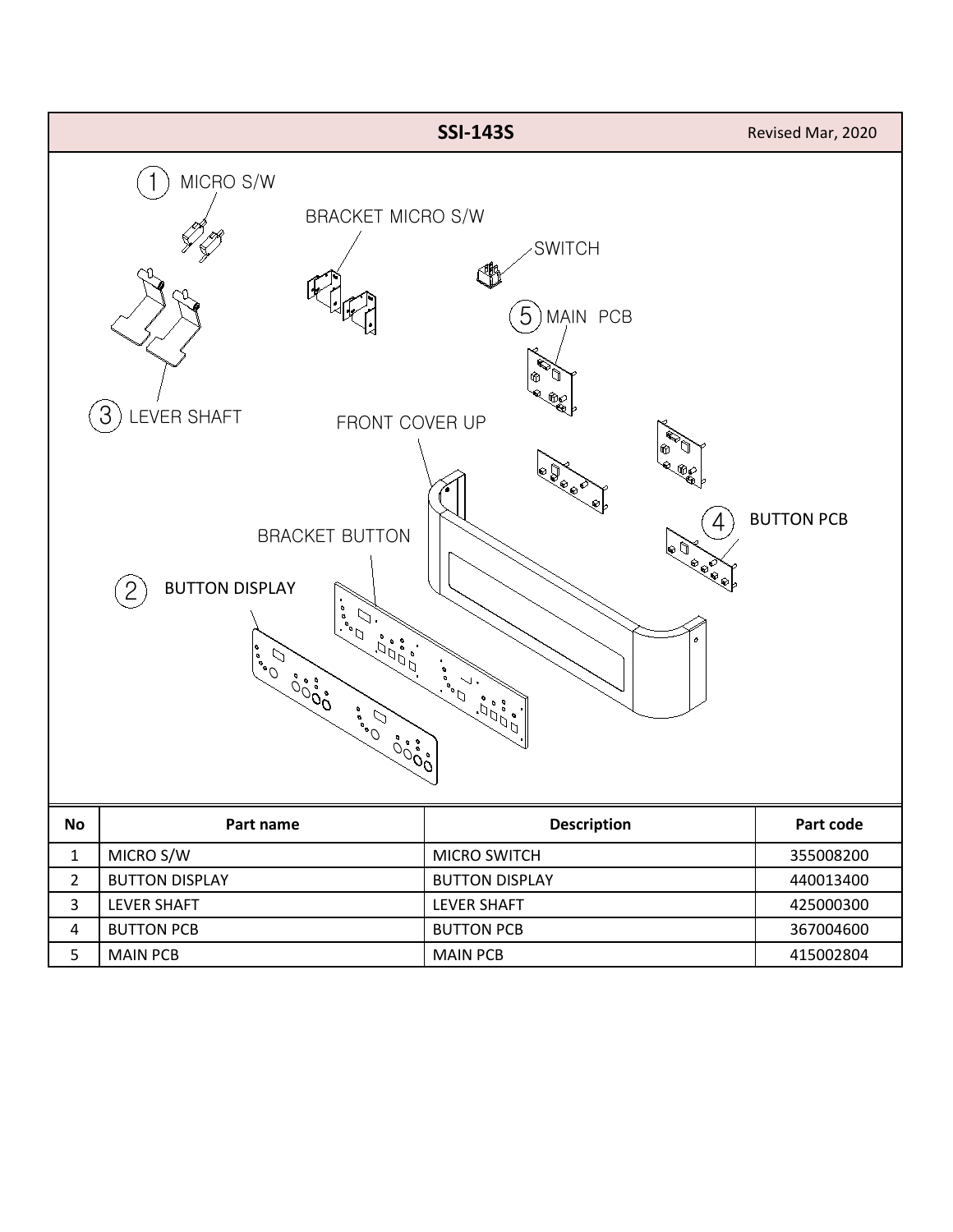**SSI-143S** Revised Mar, 2020

1 MICRO S/W

BRACKET MICRO S/W

SWITCH

5 MAIN PCB

3 LEVER SHAFT

FRONT COVER UP

4 BUTTON PCB

BRACKET BUTTON

2 BUTTON DISPLAY

| No | Part name | Description | Part code |
|---|---|---|---|
| 1 | MICRO S/W | MICRO SWITCH | 355008200 |
| 2 | BUTTON DISPLAY | BUTTON DISPLAY | 440013400 |
| 3 | LEVER SHAFT | LEVER SHAFT | 425000300 |
| 4 | BUTTON PCB | BUTTON PCB | 367004600 |
| 5 | MAIN PCB | MAIN PCB | 415002804 |